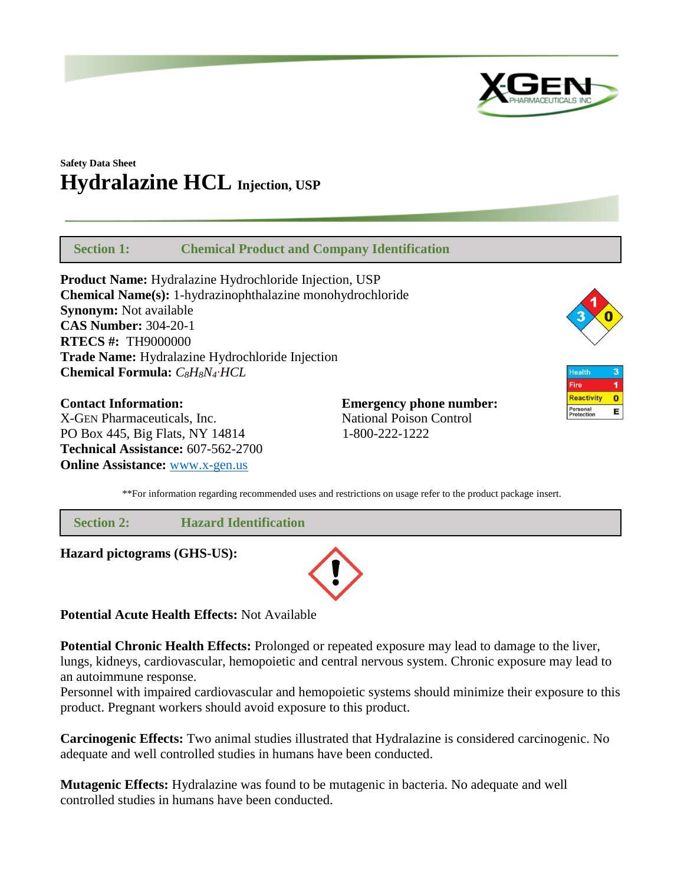Safety Data Sheet

# Hydralazine HCL Injection, USP

## Section 1: Chemical Product and Company Identification

**Product Name:** Hydralazine Hydrochloride Injection, USP
**Chemical Name(s):** 1-hydrazinophthalazine monohydrochloride
**Synonym:** Not available
**CAS Number:** 304-20-1
**RTECS #:** TH9000000
**Trade Name:** Hydralazine Hydrochloride Injection
**Chemical Formula:** $C_8H_8N_4 \cdot HCL$

| Health | 3 |
|---|---|
| Fire | 1 |
| Reactivity | 0 |
| Personal Protection | E |

**Contact Information:**
X-GEN Pharmaceuticals, Inc.
PO Box 445, Big Flats, NY 14814
**Technical Assistance:** 607-562-2700
**Online Assistance:** www.x-gen.us

**Emergency phone number:**
National Poison Control
1-800-222-1222

**For information regarding recommended uses and restrictions on usage refer to the product package insert.

## Section 2: Hazard Identification

**Hazard pictograms (GHS-US):**

**Potential Acute Health Effects:** Not Available

**Potential Chronic Health Effects:** Prolonged or repeated exposure may lead to damage to the liver, lungs, kidneys, cardiovascular, hemopoietic and central nervous system. Chronic exposure may lead to an autoimmune response.
Personnel with impaired cardiovascular and hemopoietic systems should minimize their exposure to this product. Pregnant workers should avoid exposure to this product.

**Carcinogenic Effects:** Two animal studies illustrated that Hydralazine is considered carcinogenic. No adequate and well controlled studies in humans have been conducted.

**Mutagenic Effects:** Hydralazine was found to be mutagenic in bacteria. No adequate and well controlled studies in humans have been conducted.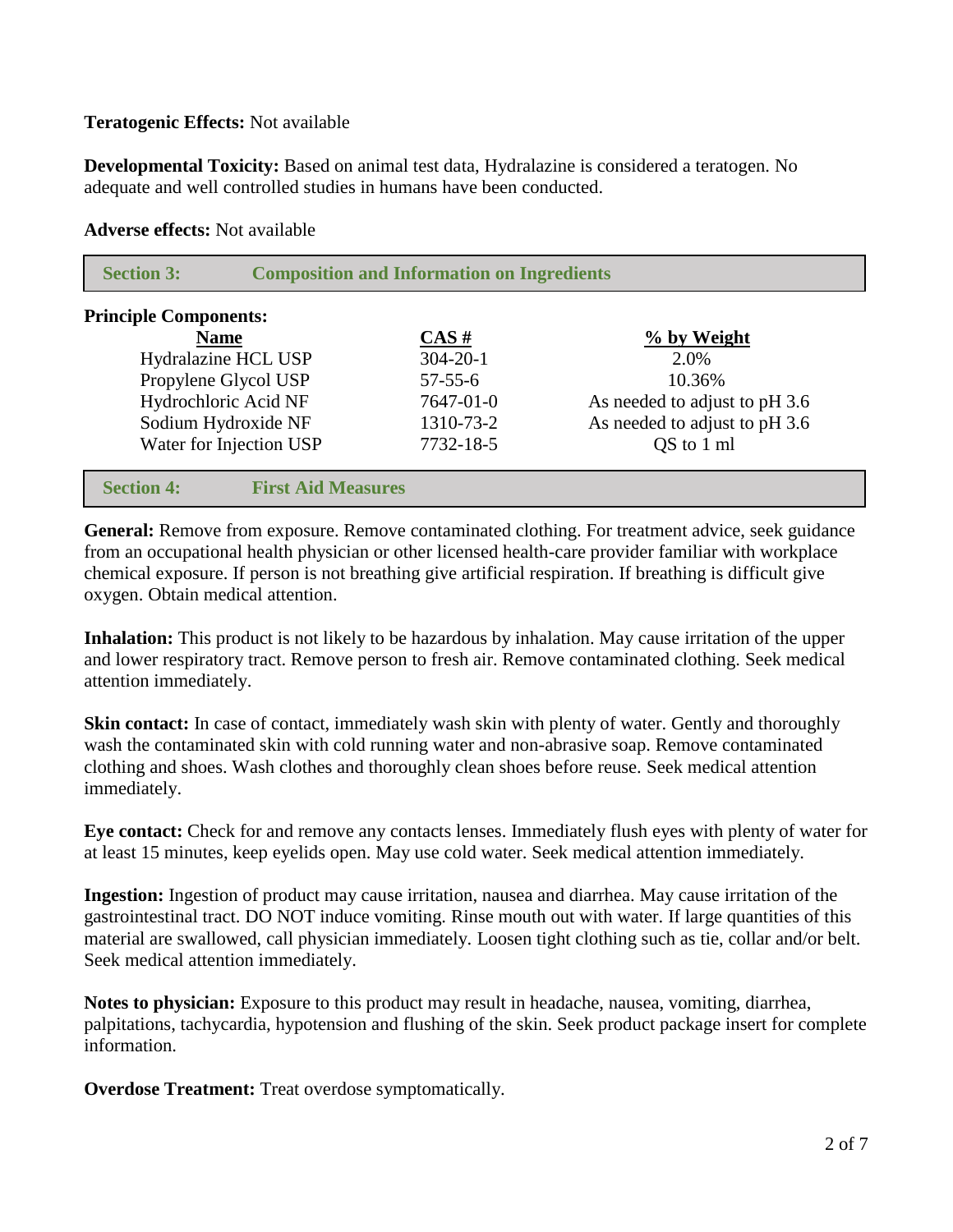**Teratogenic Effects:** Not available

**Developmental Toxicity:** Based on animal test data, Hydralazine is considered a teratogen. No adequate and well controlled studies in humans have been conducted.

**Adverse effects:** Not available

## Section 3: Composition and Information on Ingredients

**Principle Components:**

| Name | CAS # | % by Weight |
|---|---|---|
| Hydralazine HCL USP | 304-20-1 | 2.0% |
| Propylene Glycol USP | 57-55-6 | 10.36% |
| Hydrochloric Acid NF | 7647-01-0 | As needed to adjust to pH 3.6 |
| Sodium Hydroxide NF | 1310-73-2 | As needed to adjust to pH 3.6 |
| Water for Injection USP | 7732-18-5 | QS to 1 ml |

## Section 4: First Aid Measures

**General:** Remove from exposure. Remove contaminated clothing. For treatment advice, seek guidance from an occupational health physician or other licensed health-care provider familiar with workplace chemical exposure. If person is not breathing give artificial respiration. If breathing is difficult give oxygen. Obtain medical attention.

**Inhalation:** This product is not likely to be hazardous by inhalation. May cause irritation of the upper and lower respiratory tract. Remove person to fresh air. Remove contaminated clothing. Seek medical attention immediately.

**Skin contact:** In case of contact, immediately wash skin with plenty of water. Gently and thoroughly wash the contaminated skin with cold running water and non-abrasive soap. Remove contaminated clothing and shoes. Wash clothes and thoroughly clean shoes before reuse. Seek medical attention immediately.

**Eye contact:** Check for and remove any contacts lenses. Immediately flush eyes with plenty of water for at least 15 minutes, keep eyelids open. May use cold water. Seek medical attention immediately.

**Ingestion:** Ingestion of product may cause irritation, nausea and diarrhea. May cause irritation of the gastrointestinal tract. DO NOT induce vomiting. Rinse mouth out with water. If large quantities of this material are swallowed, call physician immediately. Loosen tight clothing such as tie, collar and/or belt. Seek medical attention immediately.

**Notes to physician:** Exposure to this product may result in headache, nausea, vomiting, diarrhea, palpitations, tachycardia, hypotension and flushing of the skin. Seek product package insert for complete information.

**Overdose Treatment:** Treat overdose symptomatically.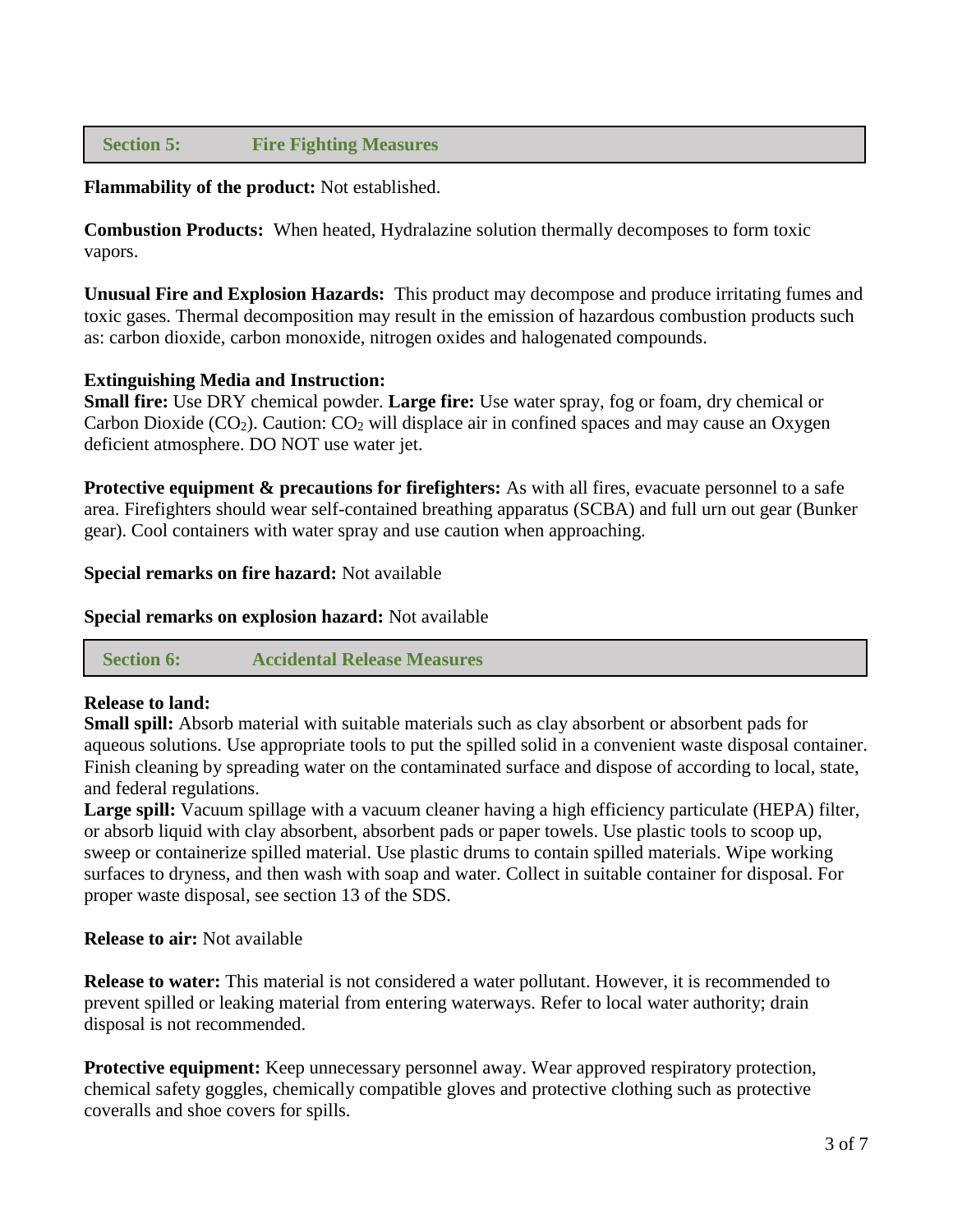## Section 5: Fire Fighting Measures

**Flammability of the product:** Not established.

**Combustion Products:** When heated, Hydralazine solution thermally decomposes to form toxic vapors.

**Unusual Fire and Explosion Hazards:** This product may decompose and produce irritating fumes and toxic gases. Thermal decomposition may result in the emission of hazardous combustion products such as: carbon dioxide, carbon monoxide, nitrogen oxides and halogenated compounds.

**Extinguishing Media and Instruction:**
**Small fire:** Use DRY chemical powder. **Large fire:** Use water spray, fog or foam, dry chemical or Carbon Dioxide ($CO_2$). Caution: $CO_2$ will displace air in confined spaces and may cause an Oxygen deficient atmosphere. DO NOT use water jet.

**Protective equipment & precautions for firefighters:** As with all fires, evacuate personnel to a safe area. Firefighters should wear self-contained breathing apparatus (SCBA) and full urn out gear (Bunker gear). Cool containers with water spray and use caution when approaching.

**Special remarks on fire hazard:** Not available

**Special remarks on explosion hazard:** Not available

## Section 6: Accidental Release Measures

**Release to land:**
**Small spill:** Absorb material with suitable materials such as clay absorbent or absorbent pads for aqueous solutions. Use appropriate tools to put the spilled solid in a convenient waste disposal container. Finish cleaning by spreading water on the contaminated surface and dispose of according to local, state, and federal regulations.
**Large spill:** Vacuum spillage with a vacuum cleaner having a high efficiency particulate (HEPA) filter, or absorb liquid with clay absorbent, absorbent pads or paper towels. Use plastic tools to scoop up, sweep or containerize spilled material. Use plastic drums to contain spilled materials. Wipe working surfaces to dryness, and then wash with soap and water. Collect in suitable container for disposal. For proper waste disposal, see section 13 of the SDS.

**Release to air:** Not available

**Release to water:** This material is not considered a water pollutant. However, it is recommended to prevent spilled or leaking material from entering waterways. Refer to local water authority; drain disposal is not recommended.

**Protective equipment:** Keep unnecessary personnel away. Wear approved respiratory protection, chemical safety goggles, chemically compatible gloves and protective clothing such as protective coveralls and shoe covers for spills.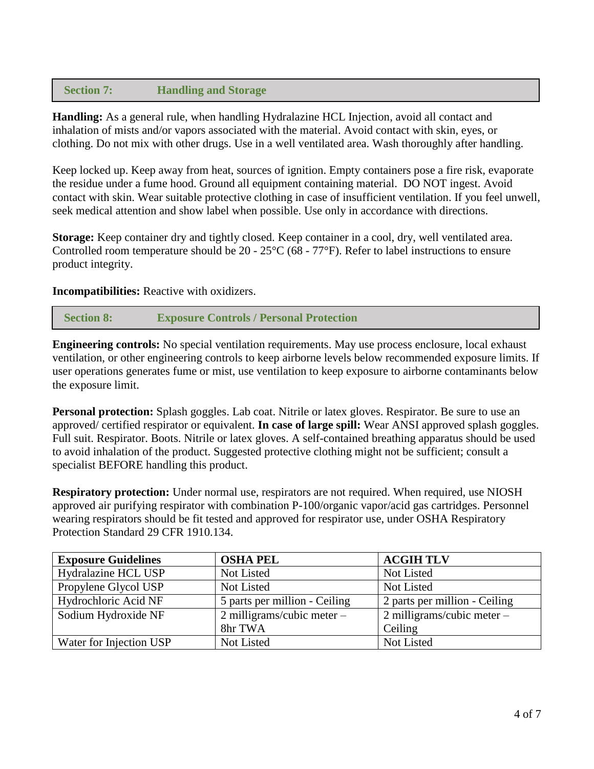## Section 7: Handling and Storage

**Handling:** As a general rule, when handling Hydralazine HCL Injection, avoid all contact and inhalation of mists and/or vapors associated with the material. Avoid contact with skin, eyes, or clothing. Do not mix with other drugs. Use in a well ventilated area. Wash thoroughly after handling.

Keep locked up. Keep away from heat, sources of ignition. Empty containers pose a fire risk, evaporate the residue under a fume hood. Ground all equipment containing material. DO NOT ingest. Avoid contact with skin. Wear suitable protective clothing in case of insufficient ventilation. If you feel unwell, seek medical attention and show label when possible. Use only in accordance with directions.

**Storage:** Keep container dry and tightly closed. Keep container in a cool, dry, well ventilated area. Controlled room temperature should be 20 - 25°C (68 - 77°F). Refer to label instructions to ensure product integrity.

**Incompatibilities:** Reactive with oxidizers.

## Section 8: Exposure Controls / Personal Protection

**Engineering controls:** No special ventilation requirements. May use process enclosure, local exhaust ventilation, or other engineering controls to keep airborne levels below recommended exposure limits. If user operations generates fume or mist, use ventilation to keep exposure to airborne contaminants below the exposure limit.

**Personal protection:** Splash goggles. Lab coat. Nitrile or latex gloves. Respirator. Be sure to use an approved/ certified respirator or equivalent. **In case of large spill:** Wear ANSI approved splash goggles. Full suit. Respirator. Boots. Nitrile or latex gloves. A self-contained breathing apparatus should be used to avoid inhalation of the product. Suggested protective clothing might not be sufficient; consult a specialist BEFORE handling this product.

**Respiratory protection:** Under normal use, respirators are not required. When required, use NIOSH approved air purifying respirator with combination P-100/organic vapor/acid gas cartridges. Personnel wearing respirators should be fit tested and approved for respirator use, under OSHA Respiratory Protection Standard 29 CFR 1910.134.

| Exposure Guidelines | OSHA PEL | ACGIH TLV |
|---|---|---|
| Hydralazine HCL USP | Not Listed | Not Listed |
| Propylene Glycol USP | Not Listed | Not Listed |
| Hydrochloric Acid NF | 5 parts per million - Ceiling | 2 parts per million - Ceiling |
| Sodium Hydroxide NF | 2 milligrams/cubic meter – 8hr TWA | 2 milligrams/cubic meter – Ceiling |
| Water for Injection USP | Not Listed | Not Listed |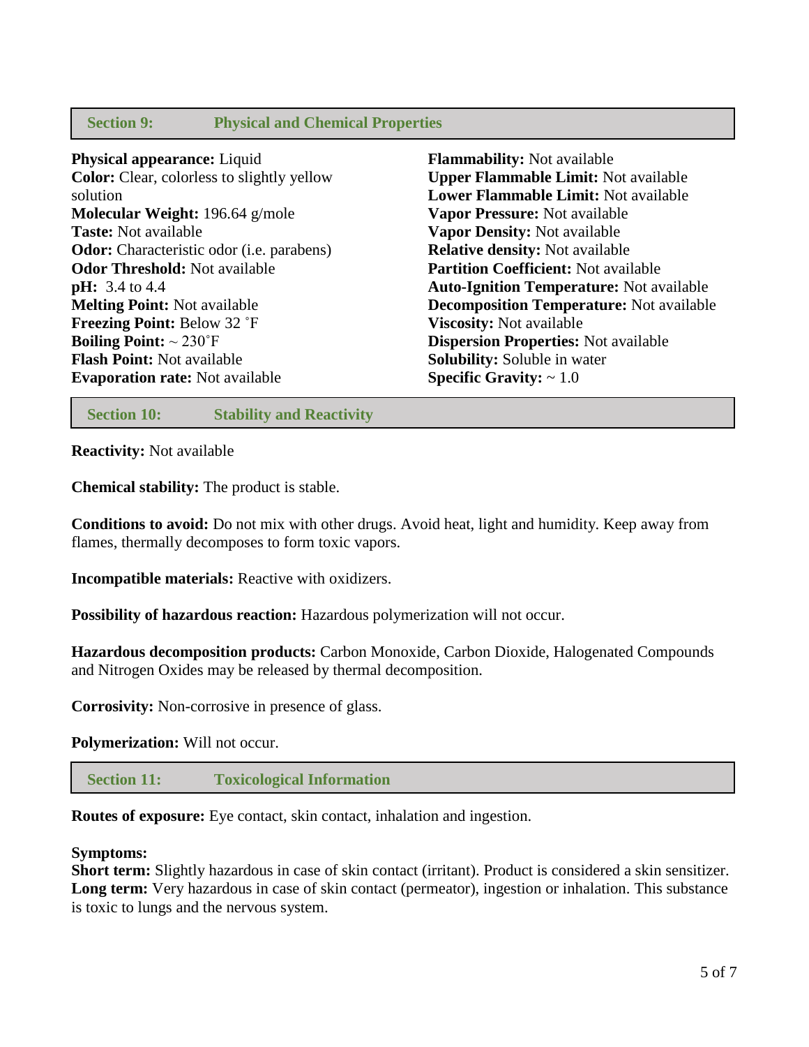## Section 9: Physical and Chemical Properties

**Physical appearance:** Liquid
**Color:** Clear, colorless to slightly yellow solution
**Molecular Weight:** 196.64 g/mole
**Taste:** Not available
**Odor:** Characteristic odor (i.e. parabens)
**Odor Threshold:** Not available
**pH:** 3.4 to 4.4
**Melting Point:** Not available
**Freezing Point:** Below 32 ˚F
**Boiling Point:** ~ 230˚F
**Flash Point:** Not available
**Evaporation rate:** Not available
**Flammability:** Not available
**Upper Flammable Limit:** Not available
**Lower Flammable Limit:** Not available
**Vapor Pressure:** Not available
**Vapor Density:** Not available
**Relative density:** Not available
**Partition Coefficient:** Not available
**Auto-Ignition Temperature:** Not available
**Decomposition Temperature:** Not available
**Viscosity:** Not available
**Dispersion Properties:** Not available
**Solubility:** Soluble in water
**Specific Gravity:** ~ 1.0

## Section 10: Stability and Reactivity

**Reactivity:** Not available

**Chemical stability:** The product is stable.

**Conditions to avoid:** Do not mix with other drugs. Avoid heat, light and humidity. Keep away from flames, thermally decomposes to form toxic vapors.

**Incompatible materials:** Reactive with oxidizers.

**Possibility of hazardous reaction:** Hazardous polymerization will not occur.

**Hazardous decomposition products:** Carbon Monoxide, Carbon Dioxide, Halogenated Compounds and Nitrogen Oxides may be released by thermal decomposition.

**Corrosivity:** Non-corrosive in presence of glass.

**Polymerization:** Will not occur.

## Section 11: Toxicological Information

**Routes of exposure:** Eye contact, skin contact, inhalation and ingestion.

**Symptoms:**
**Short term:** Slightly hazardous in case of skin contact (irritant). Product is considered a skin sensitizer.
**Long term:** Very hazardous in case of skin contact (permeator), ingestion or inhalation. This substance is toxic to lungs and the nervous system.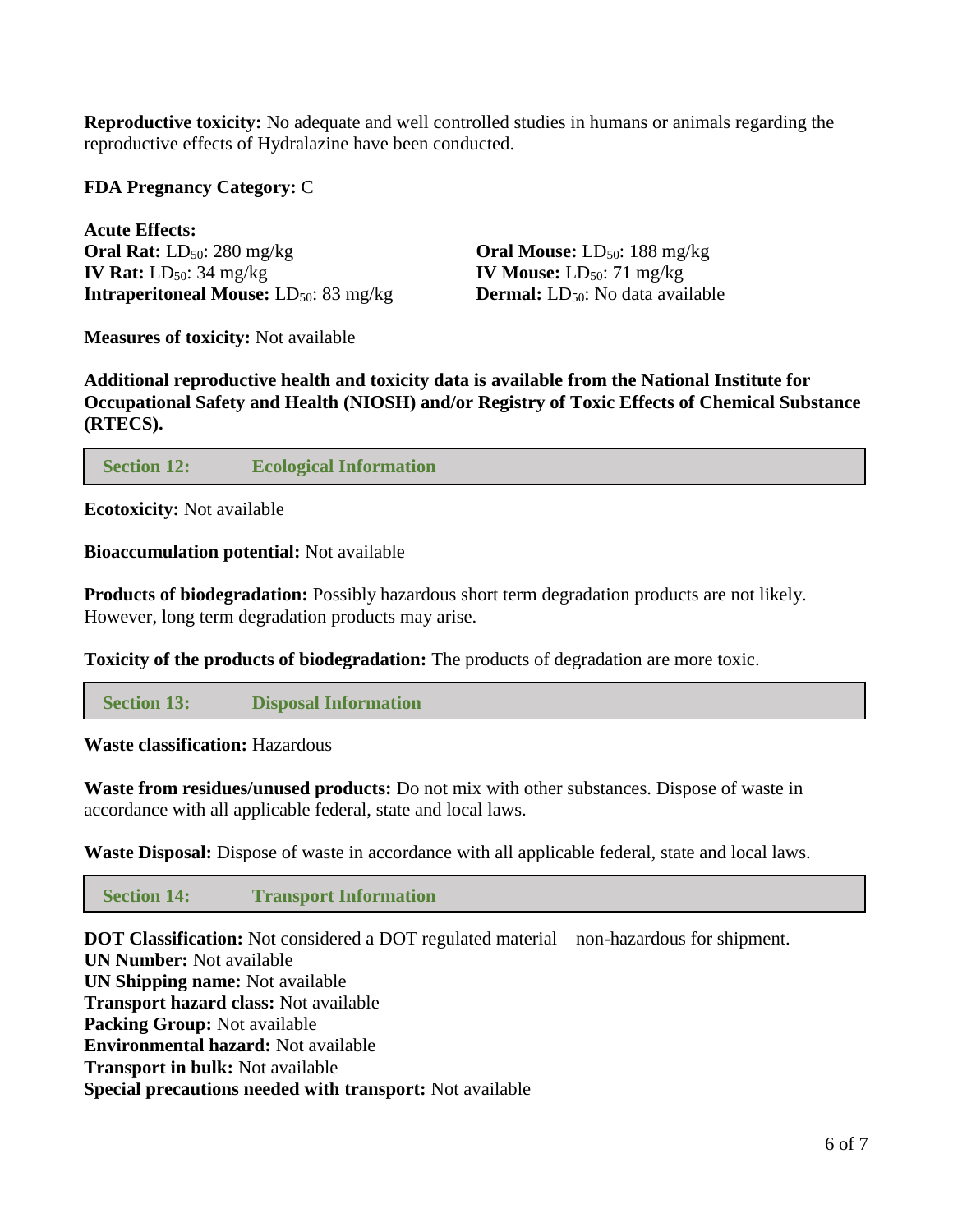**Reproductive toxicity:** No adequate and well controlled studies in humans or animals regarding the reproductive effects of Hydralazine have been conducted.

**FDA Pregnancy Category:** C

**Acute Effects:**

**Oral Rat:** $LD_{50}$: 280 mg/kg

**IV Rat:** $LD_{50}$: 34 mg/kg

**Intraperitoneal Mouse:** $LD_{50}$: 83 mg/kg

**Oral Mouse:** $LD_{50}$: 188 mg/kg

**IV Mouse:** $LD_{50}$: 71 mg/kg

**Dermal:** $LD_{50}$: No data available

**Measures of toxicity:** Not available

**Additional reproductive health and toxicity data is available from the National Institute for Occupational Safety and Health (NIOSH) and/or Registry of Toxic Effects of Chemical Substance (RTECS).**

## Section 12: Ecological Information

**Ecotoxicity:** Not available

**Bioaccumulation potential:** Not available

**Products of biodegradation:** Possibly hazardous short term degradation products are not likely. However, long term degradation products may arise.

**Toxicity of the products of biodegradation:** The products of degradation are more toxic.

## Section 13: Disposal Information

**Waste classification:** Hazardous

**Waste from residues/unused products:** Do not mix with other substances. Dispose of waste in accordance with all applicable federal, state and local laws.

**Waste Disposal:** Dispose of waste in accordance with all applicable federal, state and local laws.

## Section 14: Transport Information

**DOT Classification:** Not considered a DOT regulated material – non-hazardous for shipment.
**UN Number:** Not available
**UN Shipping name:** Not available
**Transport hazard class:** Not available
**Packing Group:** Not available
**Environmental hazard:** Not available
**Transport in bulk:** Not available
**Special precautions needed with transport:** Not available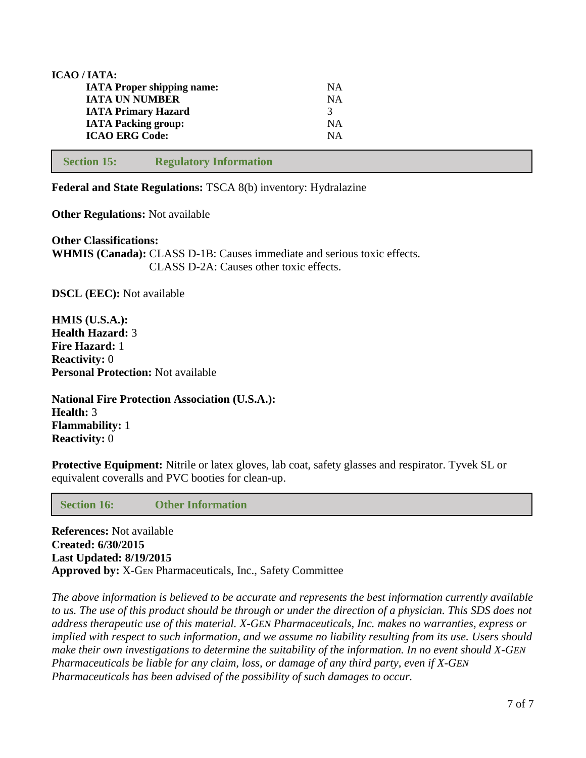**ICAO / IATA:**

| | |
|---|---|
| **IATA Proper shipping name:** | NA |
| **IATA UN NUMBER** | NA |
| **IATA Primary Hazard** | 3 |
| **IATA Packing group:** | NA |
| **ICAO ERG Code:** | NA |

## Section 15: Regulatory Information

**Federal and State Regulations:** TSCA 8(b) inventory: Hydralazine

**Other Regulations:** Not available

**Other Classifications:**
**WHMIS (Canada):** CLASS D-1B: Causes immediate and serious toxic effects.
CLASS D-2A: Causes other toxic effects.

**DSCL (EEC):** Not available

**HMIS (U.S.A.):**
**Health Hazard:** 3
**Fire Hazard:** 1
**Reactivity:** 0
**Personal Protection:** Not available

**National Fire Protection Association (U.S.A.):**
**Health:** 3
**Flammability:** 1
**Reactivity:** 0

**Protective Equipment:** Nitrile or latex gloves, lab coat, safety glasses and respirator. Tyvek SL or equivalent coveralls and PVC booties for clean-up.

## Section 16: Other Information

**References:** Not available
**Created: 6/30/2015**
**Last Updated: 8/19/2015**
**Approved by:** X-GEN Pharmaceuticals, Inc., Safety Committee

*The above information is believed to be accurate and represents the best information currently available to us. The use of this product should be through or under the direction of a physician. This SDS does not address therapeutic use of this material. X-GEN Pharmaceuticals, Inc. makes no warranties, express or implied with respect to such information, and we assume no liability resulting from its use. Users should make their own investigations to determine the suitability of the information. In no event should X-GEN Pharmaceuticals be liable for any claim, loss, or damage of any third party, even if X-GEN Pharmaceuticals has been advised of the possibility of such damages to occur.*